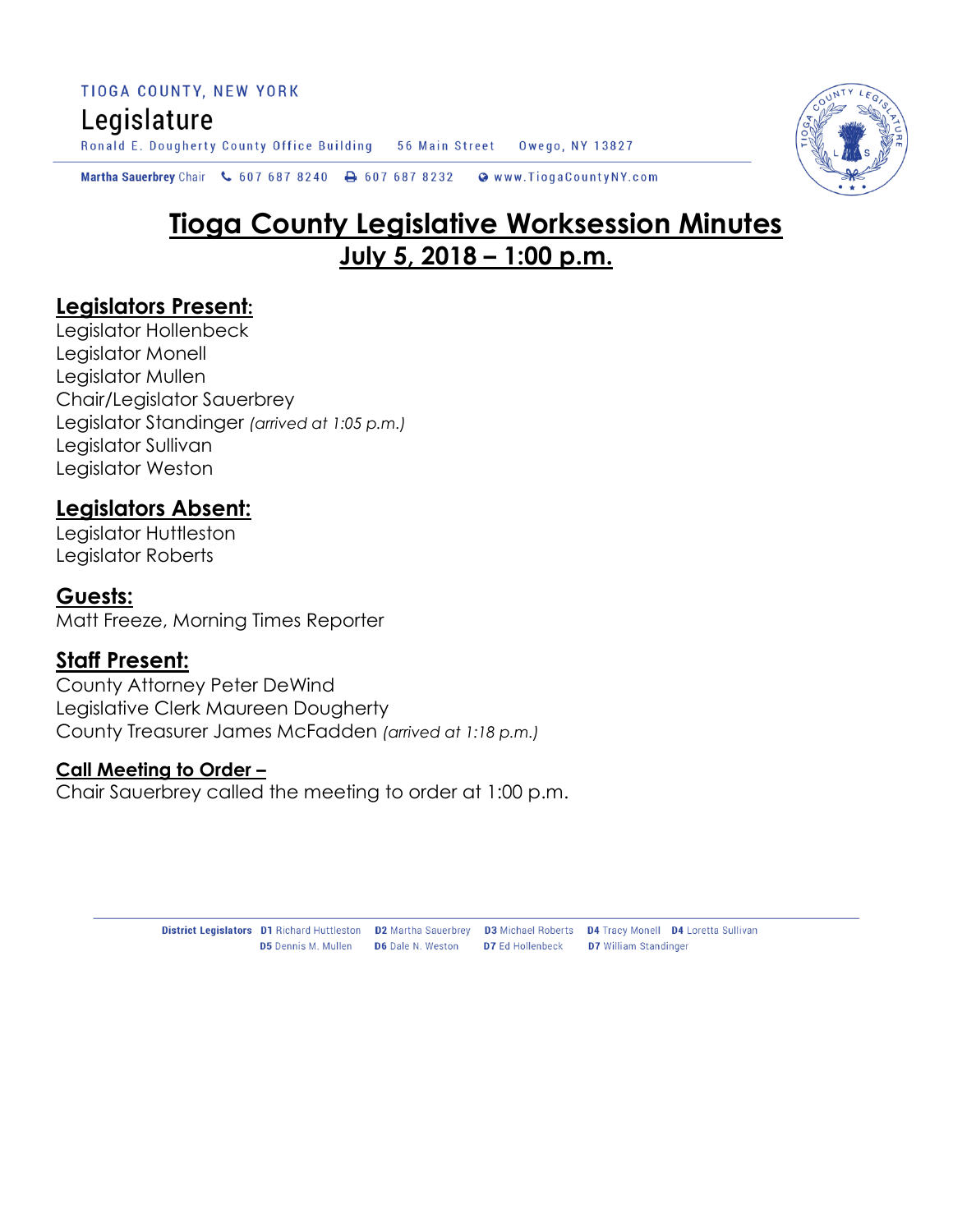TIOGA COUNTY, NEW YORK

Legislature

Ronald E. Dougherty County Office Building 56 Main Street Owego, NY 13827

**Martha Sauerbrey** Chair 607 687 8240 607 687 8232 www.TiogaCountyNY.com

# Tioga County Legislative Worksession Minutes
## July 5, 2018 – 1:00 p.m.

### Legislators Present:
Legislator Hollenbeck
Legislator Monell
Legislator Mullen
Chair/Legislator Sauerbrey
Legislator Standinger *(arrived at 1:05 p.m.)*
Legislator Sullivan
Legislator Weston

### Legislators Absent:
Legislator Huttleston
Legislator Roberts

### Guests:
Matt Freeze, Morning Times Reporter

### Staff Present:
County Attorney Peter DeWind
Legislative Clerk Maureen Dougherty
County Treasurer James McFadden *(arrived at 1:18 p.m.)*

### Call Meeting to Order –
Chair Sauerbrey called the meeting to order at 1:00 p.m.

**District Legislators** **D1** Richard Huttleston **D2** Martha Sauerbrey **D3** Michael Roberts **D4** Tracy Monell **D4** Loretta Sullivan **D5** Dennis M. Mullen **D6** Dale N. Weston **D7** Ed Hollenbeck **D7** William Standinger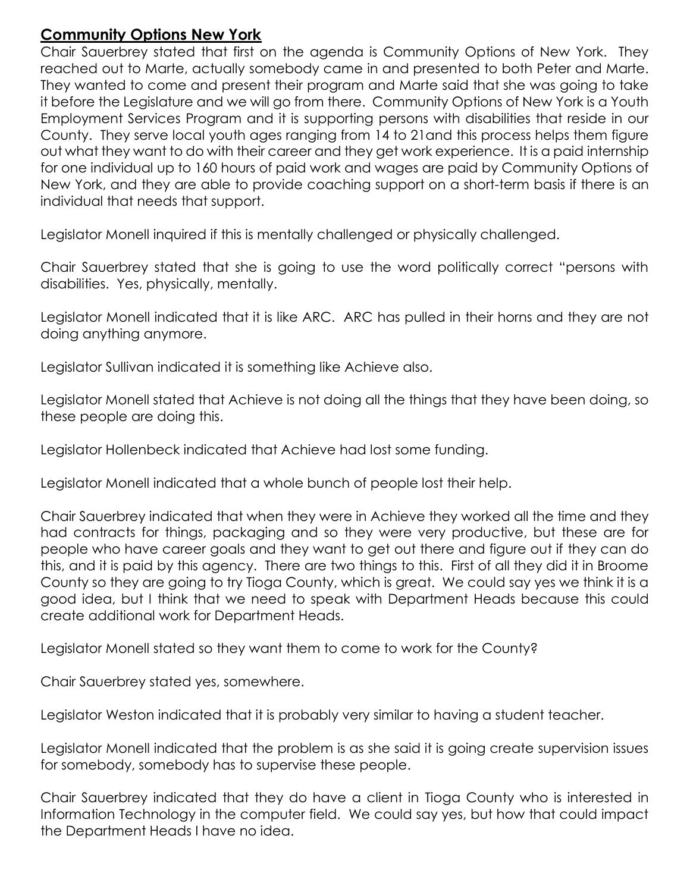## Community Options New York

Chair Sauerbrey stated that first on the agenda is Community Options of New York. They reached out to Marte, actually somebody came in and presented to both Peter and Marte. They wanted to come and present their program and Marte said that she was going to take it before the Legislature and we will go from there. Community Options of New York is a Youth Employment Services Program and it is supporting persons with disabilities that reside in our County. They serve local youth ages ranging from 14 to 21and this process helps them figure out what they want to do with their career and they get work experience. It is a paid internship for one individual up to 160 hours of paid work and wages are paid by Community Options of New York, and they are able to provide coaching support on a short-term basis if there is an individual that needs that support.

Legislator Monell inquired if this is mentally challenged or physically challenged.

Chair Sauerbrey stated that she is going to use the word politically correct "persons with disabilities. Yes, physically, mentally.

Legislator Monell indicated that it is like ARC. ARC has pulled in their horns and they are not doing anything anymore.

Legislator Sullivan indicated it is something like Achieve also.

Legislator Monell stated that Achieve is not doing all the things that they have been doing, so these people are doing this.

Legislator Hollenbeck indicated that Achieve had lost some funding.

Legislator Monell indicated that a whole bunch of people lost their help.

Chair Sauerbrey indicated that when they were in Achieve they worked all the time and they had contracts for things, packaging and so they were very productive, but these are for people who have career goals and they want to get out there and figure out if they can do this, and it is paid by this agency. There are two things to this. First of all they did it in Broome County so they are going to try Tioga County, which is great. We could say yes we think it is a good idea, but I think that we need to speak with Department Heads because this could create additional work for Department Heads.

Legislator Monell stated so they want them to come to work for the County?

Chair Sauerbrey stated yes, somewhere.

Legislator Weston indicated that it is probably very similar to having a student teacher.

Legislator Monell indicated that the problem is as she said it is going create supervision issues for somebody, somebody has to supervise these people.

Chair Sauerbrey indicated that they do have a client in Tioga County who is interested in Information Technology in the computer field. We could say yes, but how that could impact the Department Heads I have no idea.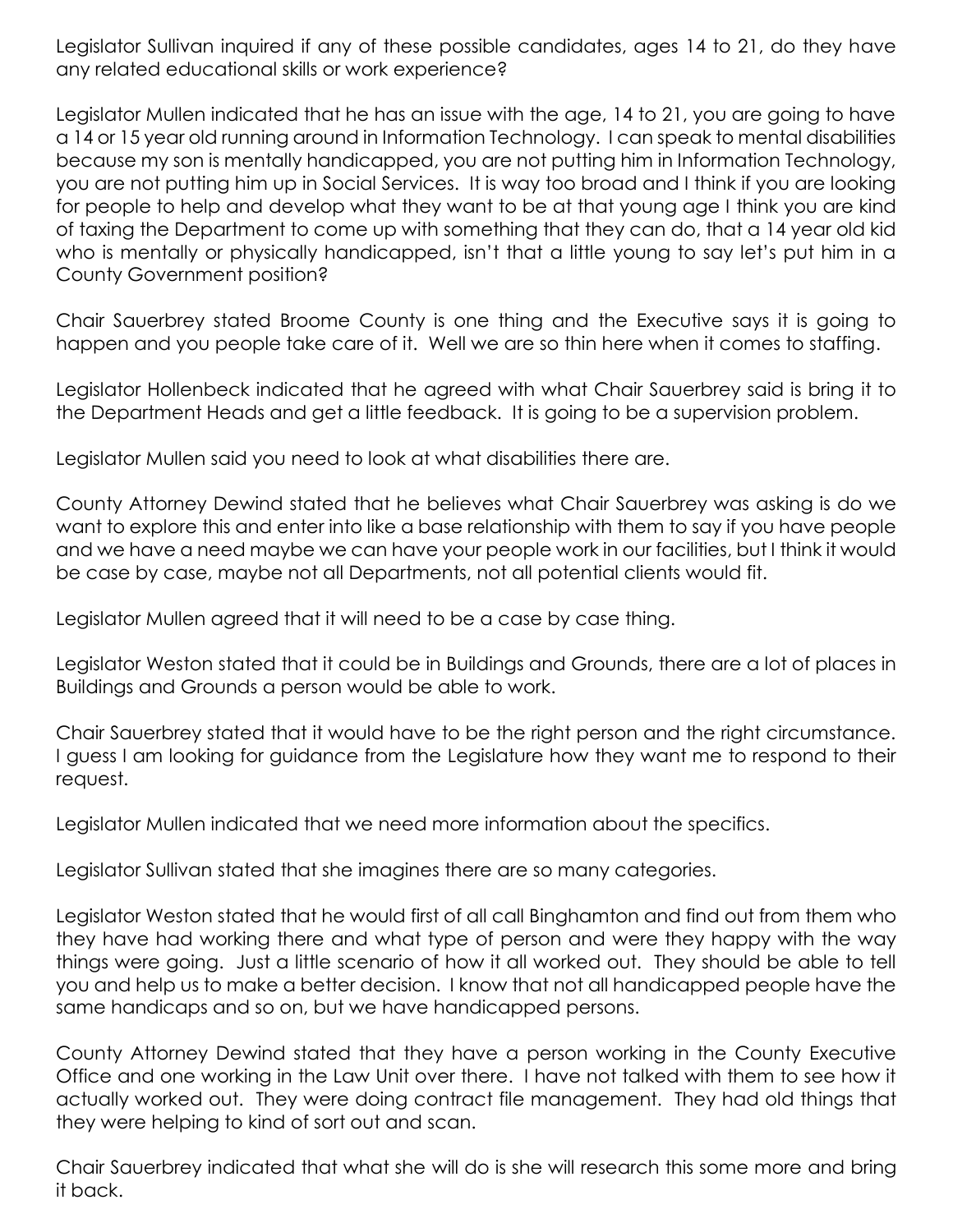Legislator Sullivan inquired if any of these possible candidates, ages 14 to 21, do they have any related educational skills or work experience?

Legislator Mullen indicated that he has an issue with the age, 14 to 21, you are going to have a 14 or 15 year old running around in Information Technology. I can speak to mental disabilities because my son is mentally handicapped, you are not putting him in Information Technology, you are not putting him up in Social Services. It is way too broad and I think if you are looking for people to help and develop what they want to be at that young age I think you are kind of taxing the Department to come up with something that they can do, that a 14 year old kid who is mentally or physically handicapped, isn't that a little young to say let's put him in a County Government position?

Chair Sauerbrey stated Broome County is one thing and the Executive says it is going to happen and you people take care of it. Well we are so thin here when it comes to staffing.

Legislator Hollenbeck indicated that he agreed with what Chair Sauerbrey said is bring it to the Department Heads and get a little feedback. It is going to be a supervision problem.

Legislator Mullen said you need to look at what disabilities there are.

County Attorney Dewind stated that he believes what Chair Sauerbrey was asking is do we want to explore this and enter into like a base relationship with them to say if you have people and we have a need maybe we can have your people work in our facilities, but I think it would be case by case, maybe not all Departments, not all potential clients would fit.

Legislator Mullen agreed that it will need to be a case by case thing.

Legislator Weston stated that it could be in Buildings and Grounds, there are a lot of places in Buildings and Grounds a person would be able to work.

Chair Sauerbrey stated that it would have to be the right person and the right circumstance. I guess I am looking for guidance from the Legislature how they want me to respond to their request.

Legislator Mullen indicated that we need more information about the specifics.

Legislator Sullivan stated that she imagines there are so many categories.

Legislator Weston stated that he would first of all call Binghamton and find out from them who they have had working there and what type of person and were they happy with the way things were going. Just a little scenario of how it all worked out. They should be able to tell you and help us to make a better decision. I know that not all handicapped people have the same handicaps and so on, but we have handicapped persons.

County Attorney Dewind stated that they have a person working in the County Executive Office and one working in the Law Unit over there. I have not talked with them to see how it actually worked out. They were doing contract file management. They had old things that they were helping to kind of sort out and scan.

Chair Sauerbrey indicated that what she will do is she will research this some more and bring it back.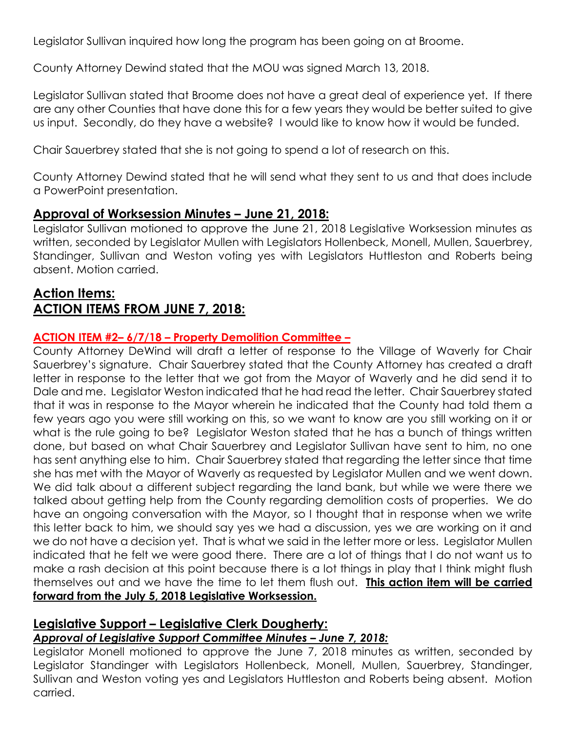Legislator Sullivan inquired how long the program has been going on at Broome.

County Attorney Dewind stated that the MOU was signed March 13, 2018.

Legislator Sullivan stated that Broome does not have a great deal of experience yet. If there are any other Counties that have done this for a few years they would be better suited to give us input. Secondly, do they have a website? I would like to know how it would be funded.

Chair Sauerbrey stated that she is not going to spend a lot of research on this.

County Attorney Dewind stated that he will send what they sent to us and that does include a PowerPoint presentation.

## Approval of Worksession Minutes – June 21, 2018:

Legislator Sullivan motioned to approve the June 21, 2018 Legislative Worksession minutes as written, seconded by Legislator Mullen with Legislators Hollenbeck, Monell, Mullen, Sauerbrey, Standinger, Sullivan and Weston voting yes with Legislators Huttleston and Roberts being absent. Motion carried.

## Action Items:
## ACTION ITEMS FROM JUNE 7, 2018:

### ACTION ITEM #2– 6/7/18 – Property Demolition Committee –

County Attorney DeWind will draft a letter of response to the Village of Waverly for Chair Sauerbrey's signature. Chair Sauerbrey stated that the County Attorney has created a draft letter in response to the letter that we got from the Mayor of Waverly and he did send it to Dale and me. Legislator Weston indicated that he had read the letter. Chair Sauerbrey stated that it was in response to the Mayor wherein he indicated that the County had told them a few years ago you were still working on this, so we want to know are you still working on it or what is the rule going to be? Legislator Weston stated that he has a bunch of things written done, but based on what Chair Sauerbrey and Legislator Sullivan have sent to him, no one has sent anything else to him. Chair Sauerbrey stated that regarding the letter since that time she has met with the Mayor of Waverly as requested by Legislator Mullen and we went down. We did talk about a different subject regarding the land bank, but while we were there we talked about getting help from the County regarding demolition costs of properties. We do have an ongoing conversation with the Mayor, so I thought that in response when we write this letter back to him, we should say yes we had a discussion, yes we are working on it and we do not have a decision yet. That is what we said in the letter more or less. Legislator Mullen indicated that he felt we were good there. There are a lot of things that I do not want us to make a rash decision at this point because there is a lot things in play that I think might flush themselves out and we have the time to let them flush out. **This action item will be carried forward from the July 5, 2018 Legislative Worksession.**

## Legislative Support – Legislative Clerk Dougherty:
### *Approval of Legislative Support Committee Minutes – June 7, 2018:*

Legislator Monell motioned to approve the June 7, 2018 minutes as written, seconded by Legislator Standinger with Legislators Hollenbeck, Monell, Mullen, Sauerbrey, Standinger, Sullivan and Weston voting yes and Legislators Huttleston and Roberts being absent. Motion carried.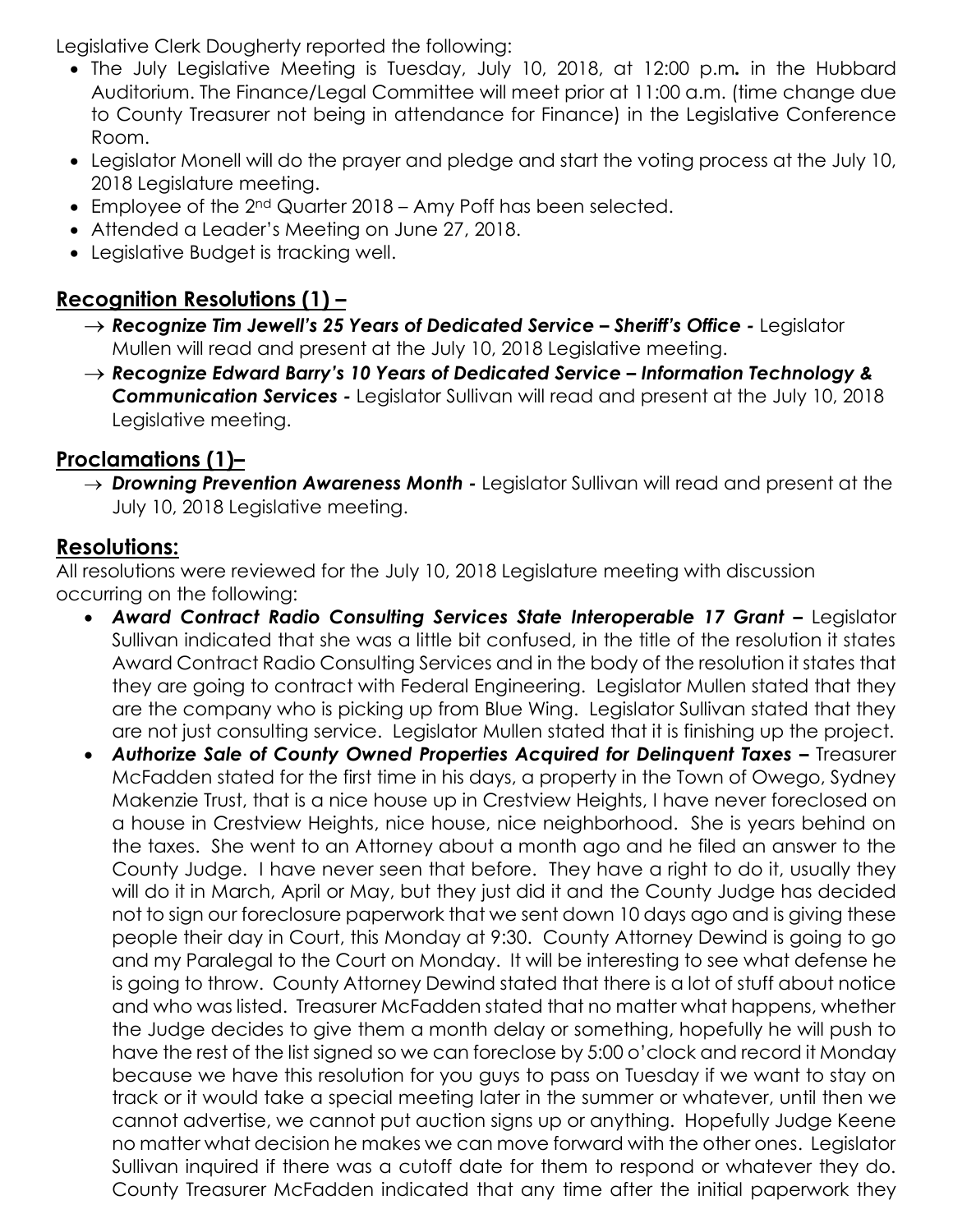Legislative Clerk Dougherty reported the following:

- The July Legislative Meeting is Tuesday, July 10, 2018, at 12:00 p.m**.** in the Hubbard Auditorium. The Finance/Legal Committee will meet prior at 11:00 a.m. (time change due to County Treasurer not being in attendance for Finance) in the Legislative Conference Room.
- Legislator Monell will do the prayer and pledge and start the voting process at the July 10, 2018 Legislature meeting.
- Employee of the 2nd Quarter 2018 – Amy Poff has been selected.
- Attended a Leader's Meeting on June 27, 2018.
- Legislative Budget is tracking well.

## Recognition Resolutions (1) –

→ ***Recognize Tim Jewell's 25 Years of Dedicated Service – Sheriff's Office -*** Legislator Mullen will read and present at the July 10, 2018 Legislative meeting.

→ ***Recognize Edward Barry's 10 Years of Dedicated Service – Information Technology & Communication Services -*** Legislator Sullivan will read and present at the July 10, 2018 Legislative meeting.

## Proclamations (1)–

→ ***Drowning Prevention Awareness Month -*** Legislator Sullivan will read and present at the July 10, 2018 Legislative meeting.

## Resolutions:

All resolutions were reviewed for the July 10, 2018 Legislature meeting with discussion occurring on the following:

- ***Award Contract Radio Consulting Services State Interoperable 17 Grant –*** Legislator Sullivan indicated that she was a little bit confused, in the title of the resolution it states Award Contract Radio Consulting Services and in the body of the resolution it states that they are going to contract with Federal Engineering. Legislator Mullen stated that they are the company who is picking up from Blue Wing. Legislator Sullivan stated that they are not just consulting service. Legislator Mullen stated that it is finishing up the project.
- ***Authorize Sale of County Owned Properties Acquired for Delinquent Taxes –*** Treasurer McFadden stated for the first time in his days, a property in the Town of Owego, Sydney Makenzie Trust, that is a nice house up in Crestview Heights, I have never foreclosed on a house in Crestview Heights, nice house, nice neighborhood. She is years behind on the taxes. She went to an Attorney about a month ago and he filed an answer to the County Judge. I have never seen that before. They have a right to do it, usually they will do it in March, April or May, but they just did it and the County Judge has decided not to sign our foreclosure paperwork that we sent down 10 days ago and is giving these people their day in Court, this Monday at 9:30. County Attorney Dewind is going to go and my Paralegal to the Court on Monday. It will be interesting to see what defense he is going to throw. County Attorney Dewind stated that there is a lot of stuff about notice and who was listed. Treasurer McFadden stated that no matter what happens, whether the Judge decides to give them a month delay or something, hopefully he will push to have the rest of the list signed so we can foreclose by 5:00 o'clock and record it Monday because we have this resolution for you guys to pass on Tuesday if we want to stay on track or it would take a special meeting later in the summer or whatever, until then we cannot advertise, we cannot put auction signs up or anything. Hopefully Judge Keene no matter what decision he makes we can move forward with the other ones. Legislator Sullivan inquired if there was a cutoff date for them to respond or whatever they do. County Treasurer McFadden indicated that any time after the initial paperwork they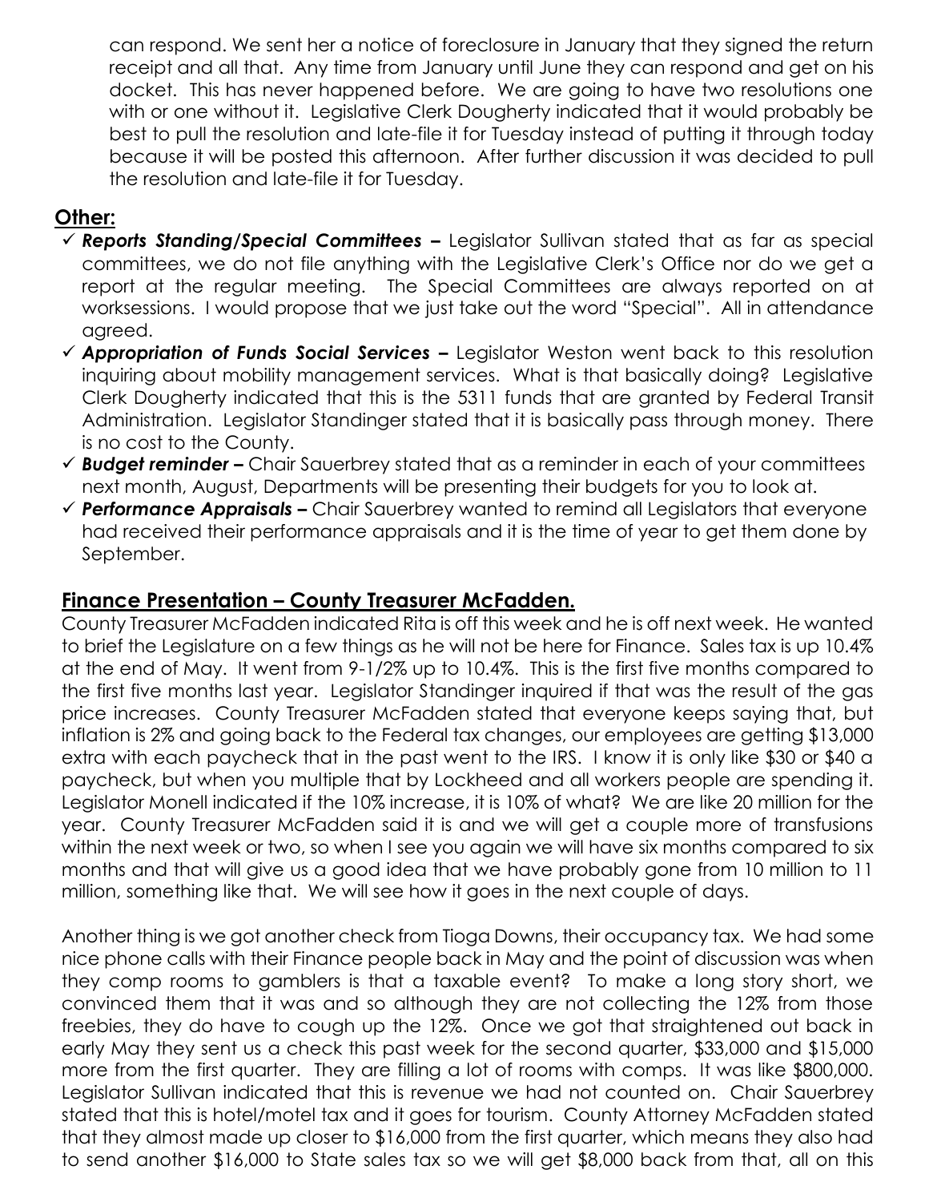can respond. We sent her a notice of foreclosure in January that they signed the return receipt and all that. Any time from January until June they can respond and get on his docket. This has never happened before. We are going to have two resolutions one with or one without it. Legislative Clerk Dougherty indicated that it would probably be best to pull the resolution and late-file it for Tuesday instead of putting it through today because it will be posted this afternoon. After further discussion it was decided to pull the resolution and late-file it for Tuesday.

## Other:

- ✓ ***Reports Standing/Special Committees –*** Legislator Sullivan stated that as far as special committees, we do not file anything with the Legislative Clerk's Office nor do we get a report at the regular meeting. The Special Committees are always reported on at worksessions. I would propose that we just take out the word "Special". All in attendance agreed.
- ✓ ***Appropriation of Funds Social Services –*** Legislator Weston went back to this resolution inquiring about mobility management services. What is that basically doing? Legislative Clerk Dougherty indicated that this is the 5311 funds that are granted by Federal Transit Administration. Legislator Standinger stated that it is basically pass through money. There is no cost to the County.
- ✓ ***Budget reminder –*** Chair Sauerbrey stated that as a reminder in each of your committees next month, August, Departments will be presenting their budgets for you to look at.
- ✓ ***Performance Appraisals –*** Chair Sauerbrey wanted to remind all Legislators that everyone had received their performance appraisals and it is the time of year to get them done by September.

## Finance Presentation – County Treasurer McFadden.

County Treasurer McFadden indicated Rita is off this week and he is off next week. He wanted to brief the Legislature on a few things as he will not be here for Finance. Sales tax is up 10.4% at the end of May. It went from 9-1/2% up to 10.4%. This is the first five months compared to the first five months last year. Legislator Standinger inquired if that was the result of the gas price increases. County Treasurer McFadden stated that everyone keeps saying that, but inflation is 2% and going back to the Federal tax changes, our employees are getting $13,000 extra with each paycheck that in the past went to the IRS. I know it is only like $30 or $40 a paycheck, but when you multiple that by Lockheed and all workers people are spending it. Legislator Monell indicated if the 10% increase, it is 10% of what? We are like 20 million for the year. County Treasurer McFadden said it is and we will get a couple more of transfusions within the next week or two, so when I see you again we will have six months compared to six months and that will give us a good idea that we have probably gone from 10 million to 11 million, something like that. We will see how it goes in the next couple of days.

Another thing is we got another check from Tioga Downs, their occupancy tax. We had some nice phone calls with their Finance people back in May and the point of discussion was when they comp rooms to gamblers is that a taxable event? To make a long story short, we convinced them that it was and so although they are not collecting the 12% from those freebies, they do have to cough up the 12%. Once we got that straightened out back in early May they sent us a check this past week for the second quarter, $33,000 and $15,000 more from the first quarter. They are filling a lot of rooms with comps. It was like $800,000. Legislator Sullivan indicated that this is revenue we had not counted on. Chair Sauerbrey stated that this is hotel/motel tax and it goes for tourism. County Attorney McFadden stated that they almost made up closer to $16,000 from the first quarter, which means they also had to send another $16,000 to State sales tax so we will get $8,000 back from that, all on this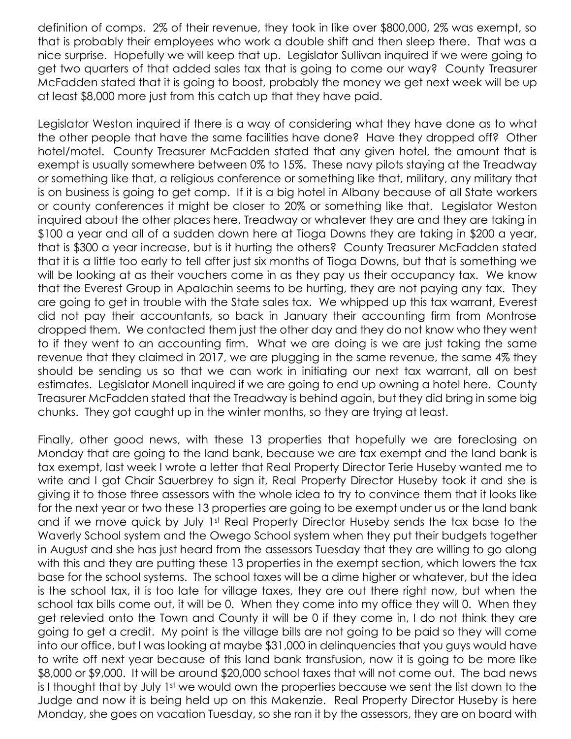definition of comps. 2% of their revenue, they took in like over $800,000, 2% was exempt, so that is probably their employees who work a double shift and then sleep there. That was a nice surprise. Hopefully we will keep that up. Legislator Sullivan inquired if we were going to get two quarters of that added sales tax that is going to come our way? County Treasurer McFadden stated that it is going to boost, probably the money we get next week will be up at least $8,000 more just from this catch up that they have paid.

Legislator Weston inquired if there is a way of considering what they have done as to what the other people that have the same facilities have done? Have they dropped off? Other hotel/motel. County Treasurer McFadden stated that any given hotel, the amount that is exempt is usually somewhere between 0% to 15%. These navy pilots staying at the Treadway or something like that, a religious conference or something like that, military, any military that is on business is going to get comp. If it is a big hotel in Albany because of all State workers or county conferences it might be closer to 20% or something like that. Legislator Weston inquired about the other places here, Treadway or whatever they are and they are taking in $100 a year and all of a sudden down here at Tioga Downs they are taking in $200 a year, that is $300 a year increase, but is it hurting the others? County Treasurer McFadden stated that it is a little too early to tell after just six months of Tioga Downs, but that is something we will be looking at as their vouchers come in as they pay us their occupancy tax. We know that the Everest Group in Apalachin seems to be hurting, they are not paying any tax. They are going to get in trouble with the State sales tax. We whipped up this tax warrant, Everest did not pay their accountants, so back in January their accounting firm from Montrose dropped them. We contacted them just the other day and they do not know who they went to if they went to an accounting firm. What we are doing is we are just taking the same revenue that they claimed in 2017, we are plugging in the same revenue, the same 4% they should be sending us so that we can work in initiating our next tax warrant, all on best estimates. Legislator Monell inquired if we are going to end up owning a hotel here. County Treasurer McFadden stated that the Treadway is behind again, but they did bring in some big chunks. They got caught up in the winter months, so they are trying at least.

Finally, other good news, with these 13 properties that hopefully we are foreclosing on Monday that are going to the land bank, because we are tax exempt and the land bank is tax exempt, last week I wrote a letter that Real Property Director Terie Huseby wanted me to write and I got Chair Sauerbrey to sign it, Real Property Director Huseby took it and she is giving it to those three assessors with the whole idea to try to convince them that it looks like for the next year or two these 13 properties are going to be exempt under us or the land bank and if we move quick by July 1st Real Property Director Huseby sends the tax base to the Waverly School system and the Owego School system when they put their budgets together in August and she has just heard from the assessors Tuesday that they are willing to go along with this and they are putting these 13 properties in the exempt section, which lowers the tax base for the school systems. The school taxes will be a dime higher or whatever, but the idea is the school tax, it is too late for village taxes, they are out there right now, but when the school tax bills come out, it will be 0. When they come into my office they will 0. When they get relevied onto the Town and County it will be 0 if they come in, I do not think they are going to get a credit. My point is the village bills are not going to be paid so they will come into our office, but I was looking at maybe $31,000 in delinquencies that you guys would have to write off next year because of this land bank transfusion, now it is going to be more like $8,000 or $9,000. It will be around $20,000 school taxes that will not come out. The bad news is I thought that by July 1st we would own the properties because we sent the list down to the Judge and now it is being held up on this Makenzie. Real Property Director Huseby is here Monday, she goes on vacation Tuesday, so she ran it by the assessors, they are on board with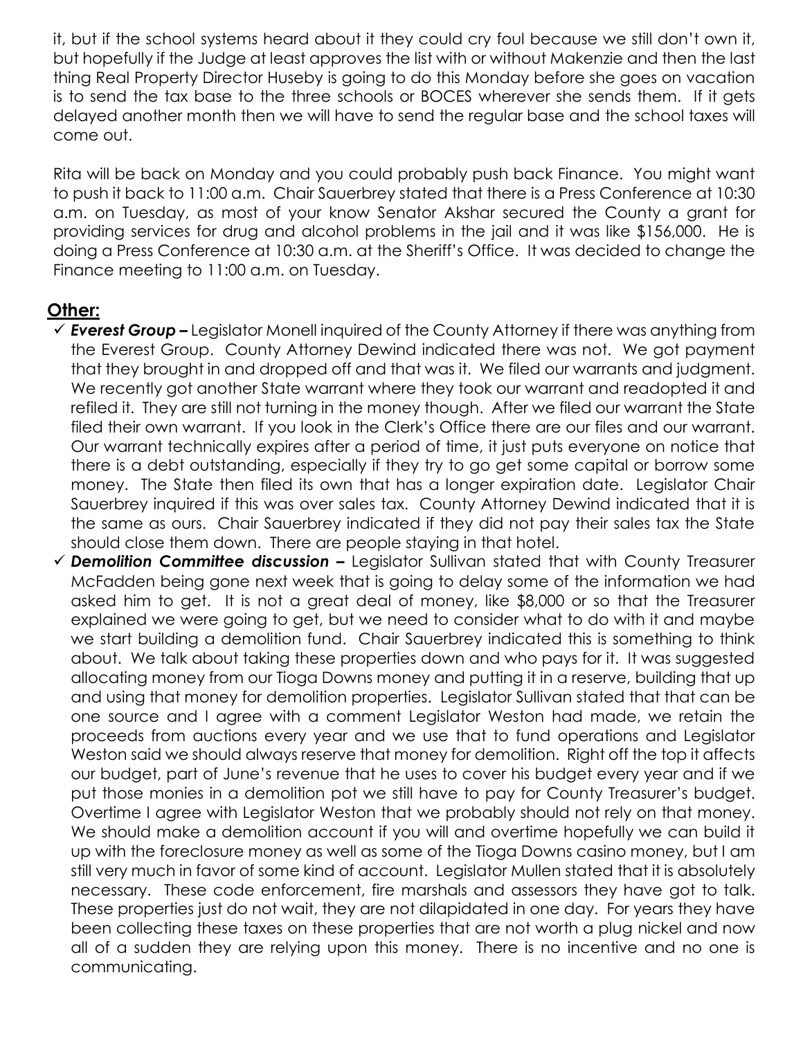it, but if the school systems heard about it they could cry foul because we still don't own it, but hopefully if the Judge at least approves the list with or without Makenzie and then the last thing Real Property Director Huseby is going to do this Monday before she goes on vacation is to send the tax base to the three schools or BOCES wherever she sends them. If it gets delayed another month then we will have to send the regular base and the school taxes will come out.

Rita will be back on Monday and you could probably push back Finance. You might want to push it back to 11:00 a.m. Chair Sauerbrey stated that there is a Press Conference at 10:30 a.m. on Tuesday, as most of your know Senator Akshar secured the County a grant for providing services for drug and alcohol problems in the jail and it was like $156,000. He is doing a Press Conference at 10:30 a.m. at the Sheriff's Office. It was decided to change the Finance meeting to 11:00 a.m. on Tuesday.

## Other:

- ✓ ***Everest Group –*** Legislator Monell inquired of the County Attorney if there was anything from the Everest Group. County Attorney Dewind indicated there was not. We got payment that they brought in and dropped off and that was it. We filed our warrants and judgment. We recently got another State warrant where they took our warrant and readopted it and refiled it. They are still not turning in the money though. After we filed our warrant the State filed their own warrant. If you look in the Clerk's Office there are our files and our warrant. Our warrant technically expires after a period of time, it just puts everyone on notice that there is a debt outstanding, especially if they try to go get some capital or borrow some money. The State then filed its own that has a longer expiration date. Legislator Chair Sauerbrey inquired if this was over sales tax. County Attorney Dewind indicated that it is the same as ours. Chair Sauerbrey indicated if they did not pay their sales tax the State should close them down. There are people staying in that hotel.
- ✓ ***Demolition Committee discussion –*** Legislator Sullivan stated that with County Treasurer McFadden being gone next week that is going to delay some of the information we had asked him to get. It is not a great deal of money, like $8,000 or so that the Treasurer explained we were going to get, but we need to consider what to do with it and maybe we start building a demolition fund. Chair Sauerbrey indicated this is something to think about. We talk about taking these properties down and who pays for it. It was suggested allocating money from our Tioga Downs money and putting it in a reserve, building that up and using that money for demolition properties. Legislator Sullivan stated that that can be one source and I agree with a comment Legislator Weston had made, we retain the proceeds from auctions every year and we use that to fund operations and Legislator Weston said we should always reserve that money for demolition. Right off the top it affects our budget, part of June's revenue that he uses to cover his budget every year and if we put those monies in a demolition pot we still have to pay for County Treasurer's budget. Overtime I agree with Legislator Weston that we probably should not rely on that money. We should make a demolition account if you will and overtime hopefully we can build it up with the foreclosure money as well as some of the Tioga Downs casino money, but I am still very much in favor of some kind of account. Legislator Mullen stated that it is absolutely necessary. These code enforcement, fire marshals and assessors they have got to talk. These properties just do not wait, they are not dilapidated in one day. For years they have been collecting these taxes on these properties that are not worth a plug nickel and now all of a sudden they are relying upon this money. There is no incentive and no one is communicating.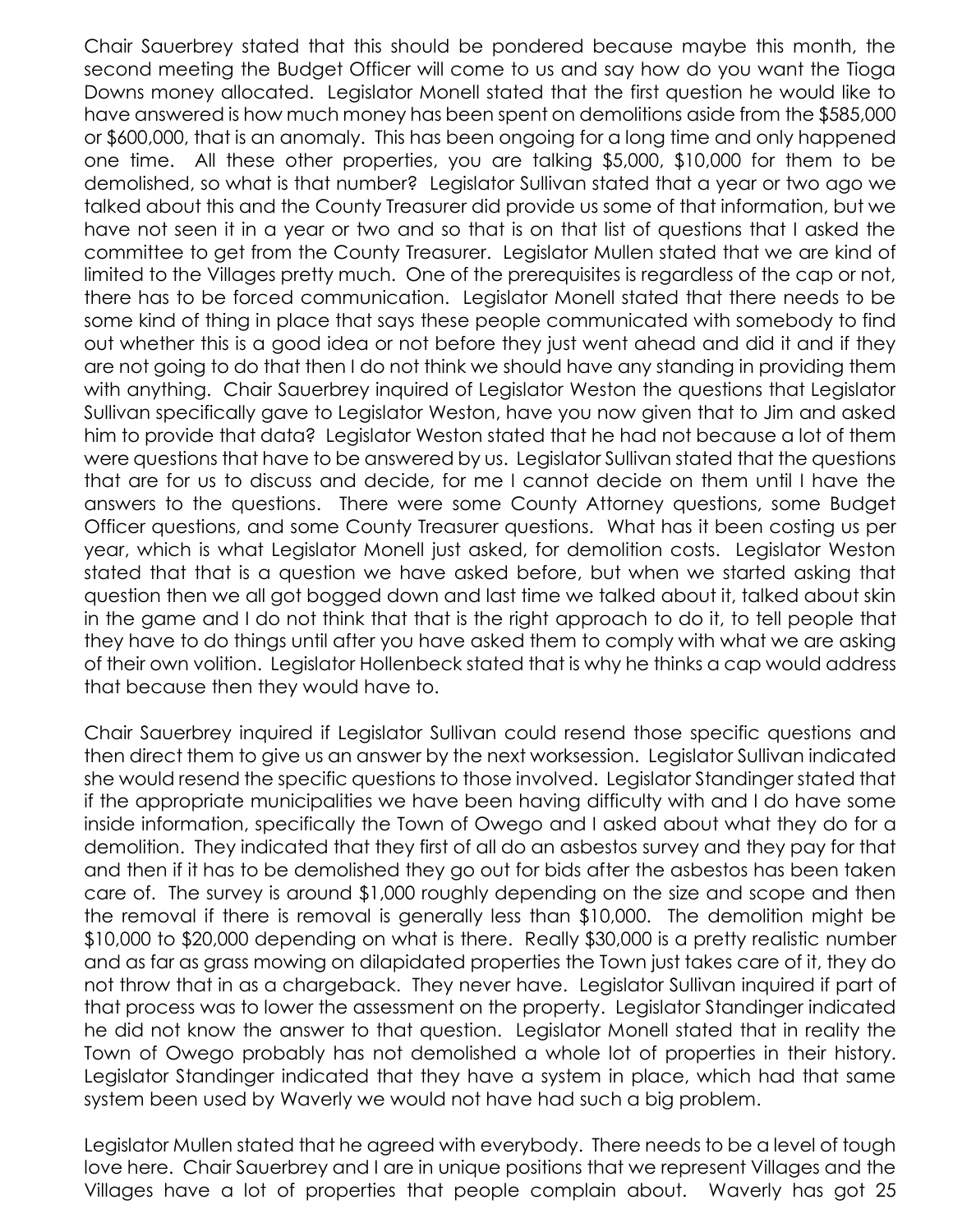Chair Sauerbrey stated that this should be pondered because maybe this month, the second meeting the Budget Officer will come to us and say how do you want the Tioga Downs money allocated. Legislator Monell stated that the first question he would like to have answered is how much money has been spent on demolitions aside from the $585,000 or $600,000, that is an anomaly. This has been ongoing for a long time and only happened one time. All these other properties, you are talking $5,000, $10,000 for them to be demolished, so what is that number? Legislator Sullivan stated that a year or two ago we talked about this and the County Treasurer did provide us some of that information, but we have not seen it in a year or two and so that is on that list of questions that I asked the committee to get from the County Treasurer. Legislator Mullen stated that we are kind of limited to the Villages pretty much. One of the prerequisites is regardless of the cap or not, there has to be forced communication. Legislator Monell stated that there needs to be some kind of thing in place that says these people communicated with somebody to find out whether this is a good idea or not before they just went ahead and did it and if they are not going to do that then I do not think we should have any standing in providing them with anything. Chair Sauerbrey inquired of Legislator Weston the questions that Legislator Sullivan specifically gave to Legislator Weston, have you now given that to Jim and asked him to provide that data? Legislator Weston stated that he had not because a lot of them were questions that have to be answered by us. Legislator Sullivan stated that the questions that are for us to discuss and decide, for me I cannot decide on them until I have the answers to the questions. There were some County Attorney questions, some Budget Officer questions, and some County Treasurer questions. What has it been costing us per year, which is what Legislator Monell just asked, for demolition costs. Legislator Weston stated that that is a question we have asked before, but when we started asking that question then we all got bogged down and last time we talked about it, talked about skin in the game and I do not think that that is the right approach to do it, to tell people that they have to do things until after you have asked them to comply with what we are asking of their own volition. Legislator Hollenbeck stated that is why he thinks a cap would address that because then they would have to.

Chair Sauerbrey inquired if Legislator Sullivan could resend those specific questions and then direct them to give us an answer by the next worksession. Legislator Sullivan indicated she would resend the specific questions to those involved. Legislator Standinger stated that if the appropriate municipalities we have been having difficulty with and I do have some inside information, specifically the Town of Owego and I asked about what they do for a demolition. They indicated that they first of all do an asbestos survey and they pay for that and then if it has to be demolished they go out for bids after the asbestos has been taken care of. The survey is around $1,000 roughly depending on the size and scope and then the removal if there is removal is generally less than $10,000. The demolition might be $10,000 to $20,000 depending on what is there. Really $30,000 is a pretty realistic number and as far as grass mowing on dilapidated properties the Town just takes care of it, they do not throw that in as a chargeback. They never have. Legislator Sullivan inquired if part of that process was to lower the assessment on the property. Legislator Standinger indicated he did not know the answer to that question. Legislator Monell stated that in reality the Town of Owego probably has not demolished a whole lot of properties in their history. Legislator Standinger indicated that they have a system in place, which had that same system been used by Waverly we would not have had such a big problem.

Legislator Mullen stated that he agreed with everybody. There needs to be a level of tough love here. Chair Sauerbrey and I are in unique positions that we represent Villages and the Villages have a lot of properties that people complain about. Waverly has got 25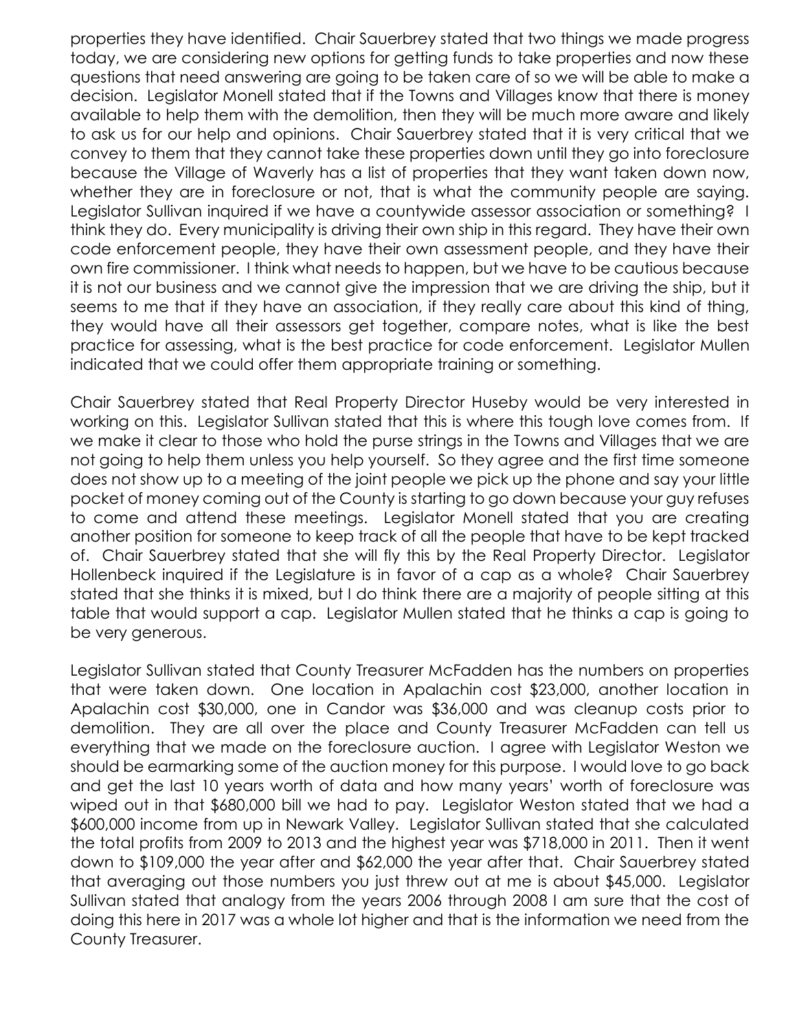properties they have identified. Chair Sauerbrey stated that two things we made progress today, we are considering new options for getting funds to take properties and now these questions that need answering are going to be taken care of so we will be able to make a decision. Legislator Monell stated that if the Towns and Villages know that there is money available to help them with the demolition, then they will be much more aware and likely to ask us for our help and opinions. Chair Sauerbrey stated that it is very critical that we convey to them that they cannot take these properties down until they go into foreclosure because the Village of Waverly has a list of properties that they want taken down now, whether they are in foreclosure or not, that is what the community people are saying. Legislator Sullivan inquired if we have a countywide assessor association or something? I think they do. Every municipality is driving their own ship in this regard. They have their own code enforcement people, they have their own assessment people, and they have their own fire commissioner. I think what needs to happen, but we have to be cautious because it is not our business and we cannot give the impression that we are driving the ship, but it seems to me that if they have an association, if they really care about this kind of thing, they would have all their assessors get together, compare notes, what is like the best practice for assessing, what is the best practice for code enforcement. Legislator Mullen indicated that we could offer them appropriate training or something.

Chair Sauerbrey stated that Real Property Director Huseby would be very interested in working on this. Legislator Sullivan stated that this is where this tough love comes from. If we make it clear to those who hold the purse strings in the Towns and Villages that we are not going to help them unless you help yourself. So they agree and the first time someone does not show up to a meeting of the joint people we pick up the phone and say your little pocket of money coming out of the County is starting to go down because your guy refuses to come and attend these meetings. Legislator Monell stated that you are creating another position for someone to keep track of all the people that have to be kept tracked of. Chair Sauerbrey stated that she will fly this by the Real Property Director. Legislator Hollenbeck inquired if the Legislature is in favor of a cap as a whole? Chair Sauerbrey stated that she thinks it is mixed, but I do think there are a majority of people sitting at this table that would support a cap. Legislator Mullen stated that he thinks a cap is going to be very generous.

Legislator Sullivan stated that County Treasurer McFadden has the numbers on properties that were taken down. One location in Apalachin cost $23,000, another location in Apalachin cost $30,000, one in Candor was $36,000 and was cleanup costs prior to demolition. They are all over the place and County Treasurer McFadden can tell us everything that we made on the foreclosure auction. I agree with Legislator Weston we should be earmarking some of the auction money for this purpose. I would love to go back and get the last 10 years worth of data and how many years' worth of foreclosure was wiped out in that $680,000 bill we had to pay. Legislator Weston stated that we had a $600,000 income from up in Newark Valley. Legislator Sullivan stated that she calculated the total profits from 2009 to 2013 and the highest year was $718,000 in 2011. Then it went down to $109,000 the year after and $62,000 the year after that. Chair Sauerbrey stated that averaging out those numbers you just threw out at me is about $45,000. Legislator Sullivan stated that analogy from the years 2006 through 2008 I am sure that the cost of doing this here in 2017 was a whole lot higher and that is the information we need from the County Treasurer.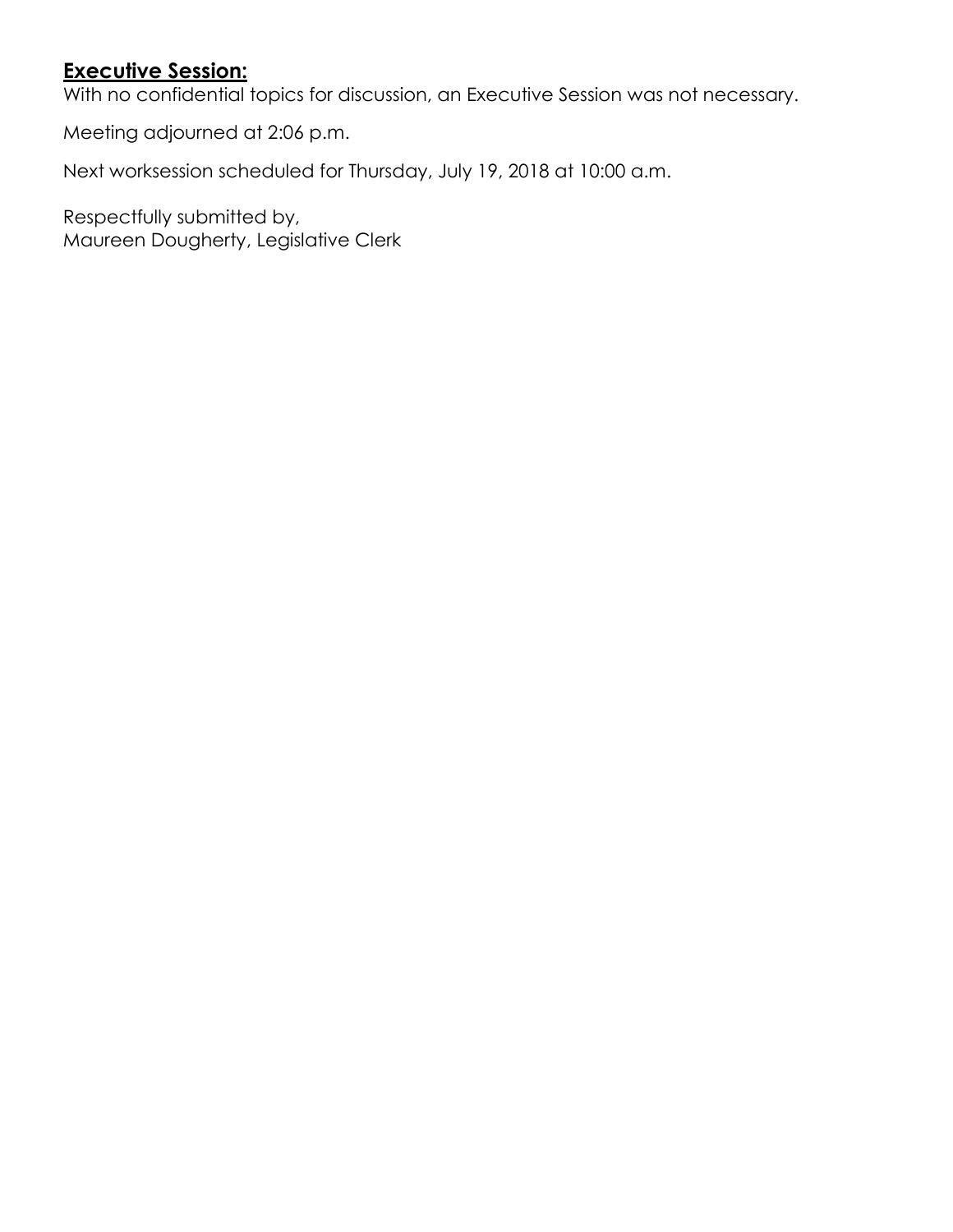**Executive Session:**

With no confidential topics for discussion, an Executive Session was not necessary.

Meeting adjourned at 2:06 p.m.

Next worksession scheduled for Thursday, July 19, 2018 at 10:00 a.m.

Respectfully submitted by,
Maureen Dougherty, Legislative Clerk